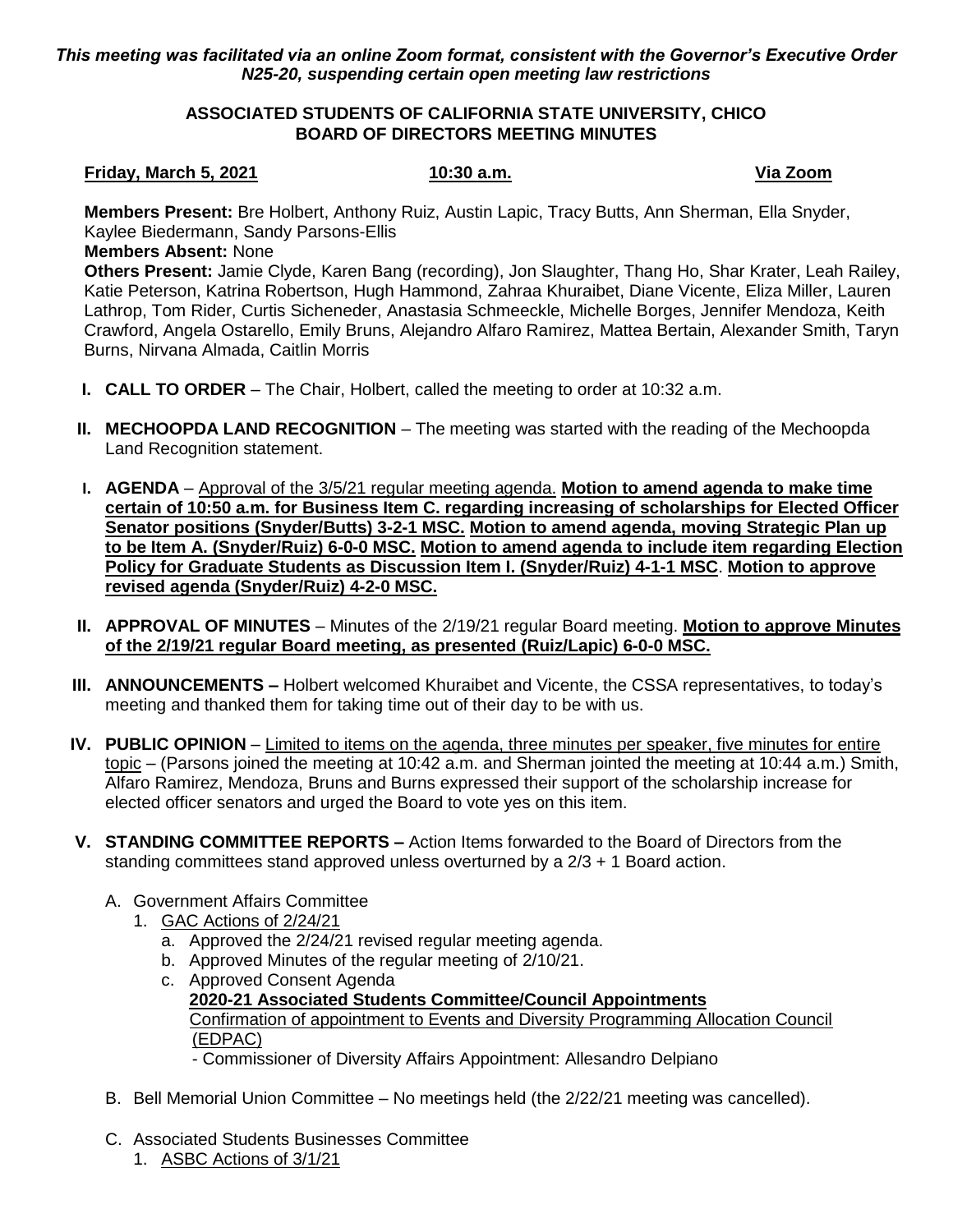*This meeting was facilitated via an online Zoom format, consistent with the Governor's Executive Order N25-20, suspending certain open meeting law restrictions*

**ASSOCIATED STUDENTS OF CALIFORNIA STATE UNIVERSITY, CHICO**
**BOARD OF DIRECTORS MEETING MINUTES**

**Friday, March 5, 2021** **10:30 a.m.** **Via Zoom**

**Members Present:** Bre Holbert, Anthony Ruiz, Austin Lapic, Tracy Butts, Ann Sherman, Ella Snyder, Kaylee Biedermann, Sandy Parsons-Ellis
**Members Absent:** None
**Others Present:** Jamie Clyde, Karen Bang (recording), Jon Slaughter, Thang Ho, Shar Krater, Leah Railey, Katie Peterson, Katrina Robertson, Hugh Hammond, Zahraa Khuraibet, Diane Vicente, Eliza Miller, Lauren Lathrop, Tom Rider, Curtis Sicheneder, Anastasia Schmeeckle, Michelle Borges, Jennifer Mendoza, Keith Crawford, Angela Ostarello, Emily Bruns, Alejandro Alfaro Ramirez, Mattea Bertain, Alexander Smith, Taryn Burns, Nirvana Almada, Caitlin Morris

I. **CALL TO ORDER** – The Chair, Holbert, called the meeting to order at 10:32 a.m.

II. **MECHOOPDA LAND RECOGNITION** – The meeting was started with the reading of the Mechoopda Land Recognition statement.

I. **AGENDA** – Approval of the 3/5/21 regular meeting agenda. **Motion to amend agenda to make time certain of 10:50 a.m. for Business Item C. regarding increasing of scholarships for Elected Officer Senator positions (Snyder/Butts) 3-2-1 MSC. Motion to amend agenda, moving Strategic Plan up to be Item A. (Snyder/Ruiz) 6-0-0 MSC. Motion to amend agenda to include item regarding Election Policy for Graduate Students as Discussion Item I. (Snyder/Ruiz) 4-1-1 MSC. Motion to approve revised agenda (Snyder/Ruiz) 4-2-0 MSC.**

II. **APPROVAL OF MINUTES** – Minutes of the 2/19/21 regular Board meeting. **Motion to approve Minutes of the 2/19/21 regular Board meeting, as presented (Ruiz/Lapic) 6-0-0 MSC.**

III. **ANNOUNCEMENTS –** Holbert welcomed Khuraibet and Vicente, the CSSA representatives, to today's meeting and thanked them for taking time out of their day to be with us.

IV. **PUBLIC OPINION** – Limited to items on the agenda, three minutes per speaker, five minutes for entire topic – (Parsons joined the meeting at 10:42 a.m. and Sherman jointed the meeting at 10:44 a.m.) Smith, Alfaro Ramirez, Mendoza, Bruns and Burns expressed their support of the scholarship increase for elected officer senators and urged the Board to vote yes on this item.

V. **STANDING COMMITTEE REPORTS –** Action Items forwarded to the Board of Directors from the standing committees stand approved unless overturned by a 2/3 + 1 Board action.

   A. Government Affairs Committee
      1. GAC Actions of 2/24/21
         a. Approved the 2/24/21 revised regular meeting agenda.
         b. Approved Minutes of the regular meeting of 2/10/21.
         c. Approved Consent Agenda
            **2020-21 Associated Students Committee/Council Appointments**
            Confirmation of appointment to Events and Diversity Programming Allocation Council (EDPAC)
            - Commissioner of Diversity Affairs Appointment: Allesandro Delpiano

   B. Bell Memorial Union Committee – No meetings held (the 2/22/21 meeting was cancelled).

   C. Associated Students Businesses Committee
      1. ASBC Actions of 3/1/21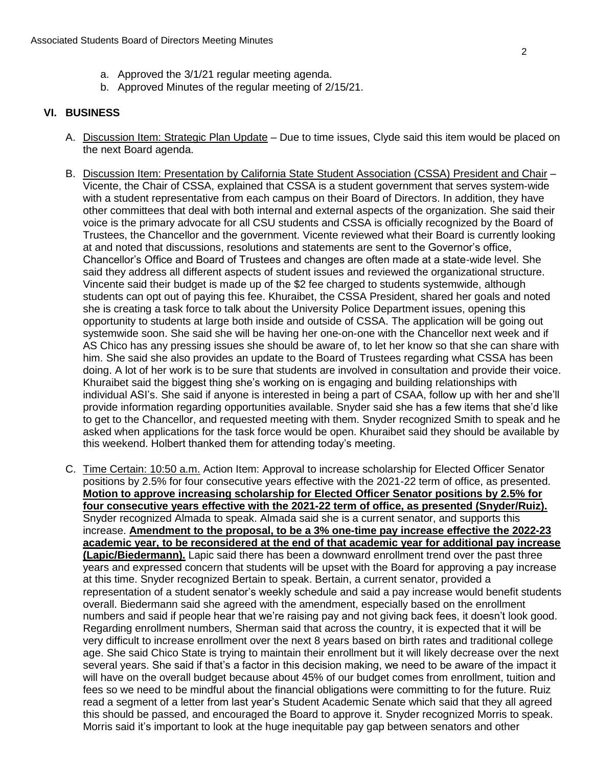a. Approved the 3/1/21 regular meeting agenda.
b. Approved Minutes of the regular meeting of 2/15/21.

## VI. BUSINESS

A. <u>Discussion Item: Strategic Plan Update</u> – Due to time issues, Clyde said this item would be placed on the next Board agenda.

B. <u>Discussion Item: Presentation by California State Student Association (CSSA) President and Chair</u> – Vicente, the Chair of CSSA, explained that CSSA is a student government that serves system-wide with a student representative from each campus on their Board of Directors. In addition, they have other committees that deal with both internal and external aspects of the organization. She said their voice is the primary advocate for all CSU students and CSSA is officially recognized by the Board of Trustees, the Chancellor and the government. Vicente reviewed what their Board is currently looking at and noted that discussions, resolutions and statements are sent to the Governor's office, Chancellor's Office and Board of Trustees and changes are often made at a state-wide level. She said they address all different aspects of student issues and reviewed the organizational structure. Vincente said their budget is made up of the $2 fee charged to students systemwide, although students can opt out of paying this fee. Khuraibet, the CSSA President, shared her goals and noted she is creating a task force to talk about the University Police Department issues, opening this opportunity to students at large both inside and outside of CSSA. The application will be going out systemwide soon. She said she will be having her one-on-one with the Chancellor next week and if AS Chico has any pressing issues she should be aware of, to let her know so that she can share with him. She said she also provides an update to the Board of Trustees regarding what CSSA has been doing. A lot of her work is to be sure that students are involved in consultation and provide their voice. Khuraibet said the biggest thing she's working on is engaging and building relationships with individual ASI's. She said if anyone is interested in being a part of CSAA, follow up with her and she'll provide information regarding opportunities available. Snyder said she has a few items that she'd like to get to the Chancellor, and requested meeting with them. Snyder recognized Smith to speak and he asked when applications for the task force would be open. Khuraibet said they should be available by this weekend. Holbert thanked them for attending today's meeting.

C. <u>Time Certain: 10:50 a.m.</u> Action Item: Approval to increase scholarship for Elected Officer Senator positions by 2.5% for four consecutive years effective with the 2021-22 term of office, as presented. <u>**Motion to approve increasing scholarship for Elected Officer Senator positions by 2.5% for four consecutive years effective with the 2021-22 term of office, as presented (Snyder/Ruiz).**</u> Snyder recognized Almada to speak. Almada said she is a current senator, and supports this increase. <u>**Amendment to the proposal, to be a 3% one-time pay increase effective the 2022-23 academic year, to be reconsidered at the end of that academic year for additional pay increase (Lapic/Biedermann).**</u> Lapic said there has been a downward enrollment trend over the past three years and expressed concern that students will be upset with the Board for approving a pay increase at this time. Snyder recognized Bertain to speak. Bertain, a current senator, provided a representation of a student senator's weekly schedule and said a pay increase would benefit students overall. Biedermann said she agreed with the amendment, especially based on the enrollment numbers and said if people hear that we're raising pay and not giving back fees, it doesn't look good. Regarding enrollment numbers, Sherman said that across the country, it is expected that it will be very difficult to increase enrollment over the next 8 years based on birth rates and traditional college age. She said Chico State is trying to maintain their enrollment but it will likely decrease over the next several years. She said if that's a factor in this decision making, we need to be aware of the impact it will have on the overall budget because about 45% of our budget comes from enrollment, tuition and fees so we need to be mindful about the financial obligations were committing to for the future. Ruiz read a segment of a letter from last year's Student Academic Senate which said that they all agreed this should be passed, and encouraged the Board to approve it. Snyder recognized Morris to speak. Morris said it's important to look at the huge inequitable pay gap between senators and other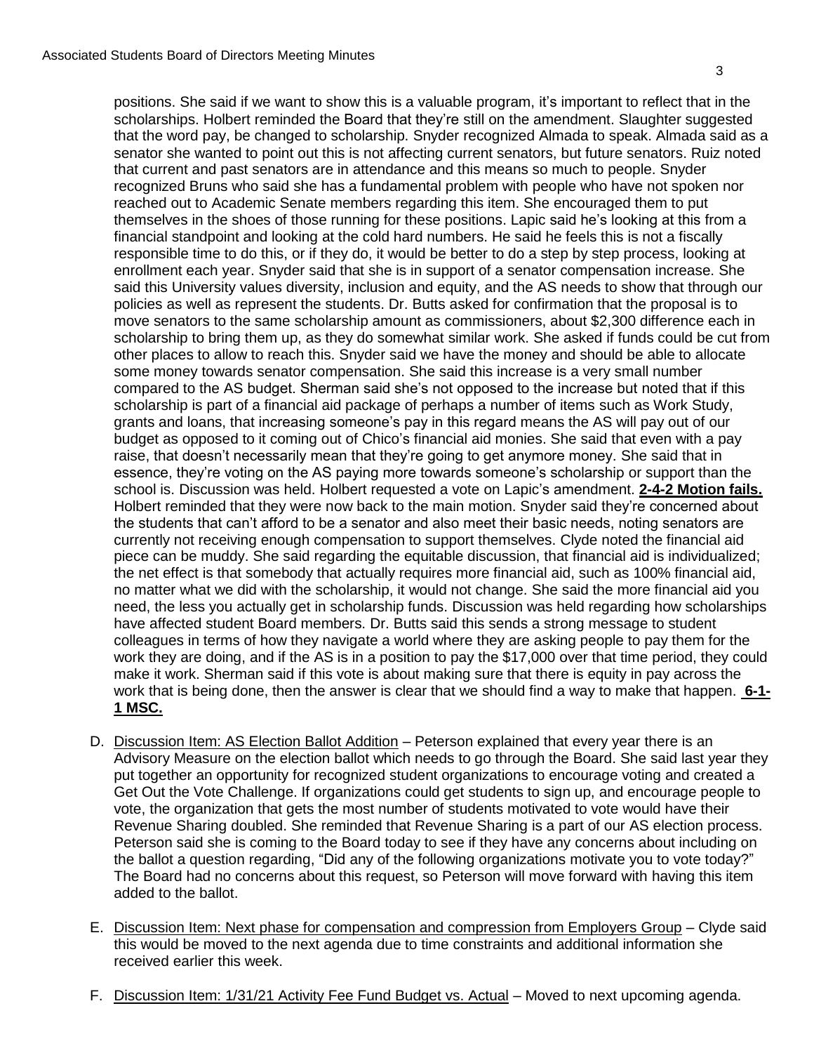positions. She said if we want to show this is a valuable program, it's important to reflect that in the scholarships. Holbert reminded the Board that they're still on the amendment. Slaughter suggested that the word pay, be changed to scholarship. Snyder recognized Almada to speak. Almada said as a senator she wanted to point out this is not affecting current senators, but future senators. Ruiz noted that current and past senators are in attendance and this means so much to people. Snyder recognized Bruns who said she has a fundamental problem with people who have not spoken nor reached out to Academic Senate members regarding this item. She encouraged them to put themselves in the shoes of those running for these positions. Lapic said he's looking at this from a financial standpoint and looking at the cold hard numbers. He said he feels this is not a fiscally responsible time to do this, or if they do, it would be better to do a step by step process, looking at enrollment each year. Snyder said that she is in support of a senator compensation increase. She said this University values diversity, inclusion and equity, and the AS needs to show that through our policies as well as represent the students. Dr. Butts asked for confirmation that the proposal is to move senators to the same scholarship amount as commissioners, about $2,300 difference each in scholarship to bring them up, as they do somewhat similar work. She asked if funds could be cut from other places to allow to reach this. Snyder said we have the money and should be able to allocate some money towards senator compensation. She said this increase is a very small number compared to the AS budget. Sherman said she's not opposed to the increase but noted that if this scholarship is part of a financial aid package of perhaps a number of items such as Work Study, grants and loans, that increasing someone's pay in this regard means the AS will pay out of our budget as opposed to it coming out of Chico's financial aid monies. She said that even with a pay raise, that doesn't necessarily mean that they're going to get anymore money. She said that in essence, they're voting on the AS paying more towards someone's scholarship or support than the school is. Discussion was held. Holbert requested a vote on Lapic's amendment. **<u>2-4-2 Motion fails.</u>** Holbert reminded that they were now back to the main motion. Snyder said they're concerned about the students that can't afford to be a senator and also meet their basic needs, noting senators are currently not receiving enough compensation to support themselves. Clyde noted the financial aid piece can be muddy. She said regarding the equitable discussion, that financial aid is individualized; the net effect is that somebody that actually requires more financial aid, such as 100% financial aid, no matter what we did with the scholarship, it would not change. She said the more financial aid you need, the less you actually get in scholarship funds. Discussion was held regarding how scholarships have affected student Board members. Dr. Butts said this sends a strong message to student colleagues in terms of how they navigate a world where they are asking people to pay them for the work they are doing, and if the AS is in a position to pay the $17,000 over that time period, they could make it work. Sherman said if this vote is about making sure that there is equity in pay across the work that is being done, then the answer is clear that we should find a way to make that happen. **<u>6-1-1 MSC.</u>**

D. <u>Discussion Item: AS Election Ballot Addition</u> – Peterson explained that every year there is an Advisory Measure on the election ballot which needs to go through the Board. She said last year they put together an opportunity for recognized student organizations to encourage voting and created a Get Out the Vote Challenge. If organizations could get students to sign up, and encourage people to vote, the organization that gets the most number of students motivated to vote would have their Revenue Sharing doubled. She reminded that Revenue Sharing is a part of our AS election process. Peterson said she is coming to the Board today to see if they have any concerns about including on the ballot a question regarding, "Did any of the following organizations motivate you to vote today?" The Board had no concerns about this request, so Peterson will move forward with having this item added to the ballot.

E. <u>Discussion Item: Next phase for compensation and compression from Employers Group</u> – Clyde said this would be moved to the next agenda due to time constraints and additional information she received earlier this week.

F. <u>Discussion Item: 1/31/21 Activity Fee Fund Budget vs. Actual</u> – Moved to next upcoming agenda.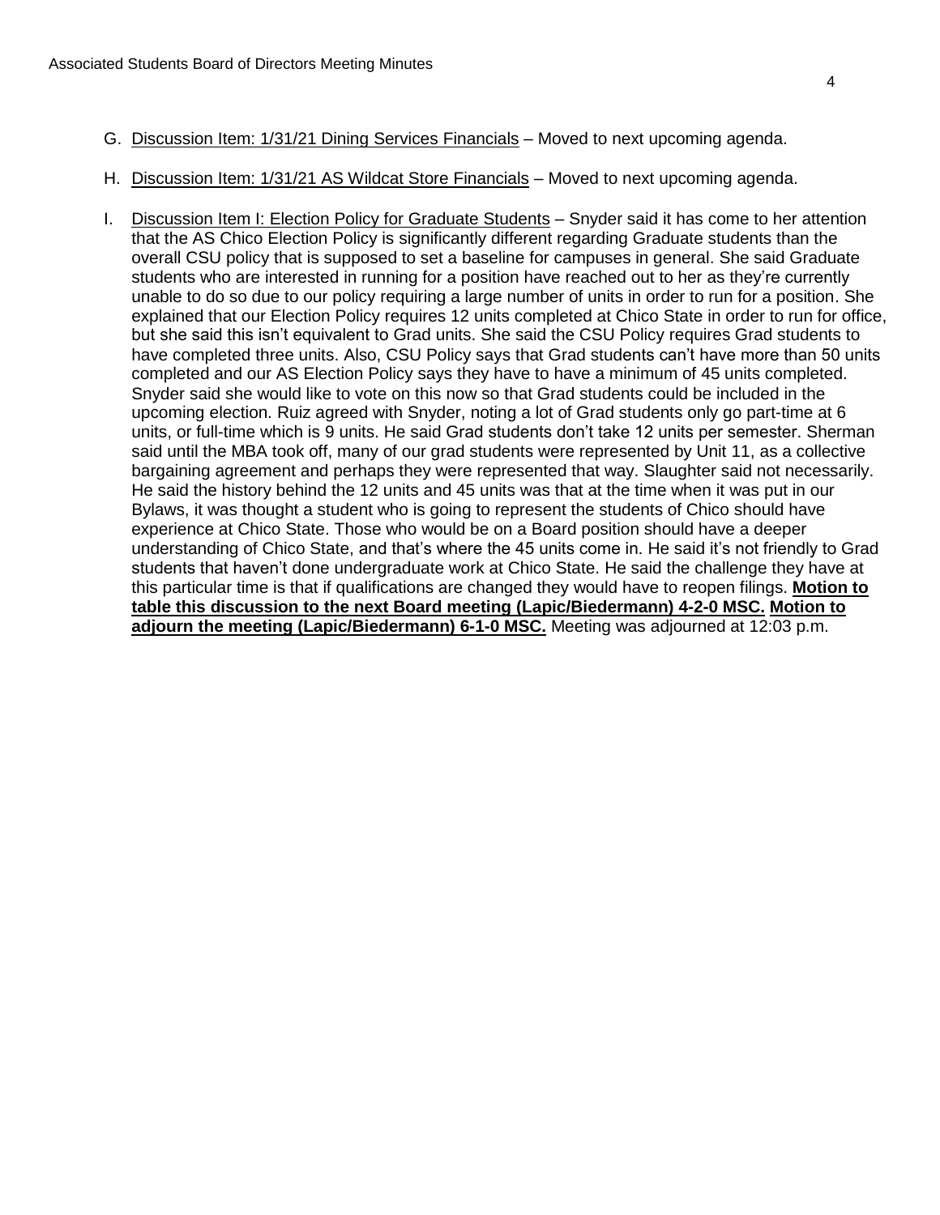G. Discussion Item: 1/31/21 Dining Services Financials – Moved to next upcoming agenda.

H. Discussion Item: 1/31/21 AS Wildcat Store Financials – Moved to next upcoming agenda.

I. Discussion Item I: Election Policy for Graduate Students – Snyder said it has come to her attention that the AS Chico Election Policy is significantly different regarding Graduate students than the overall CSU policy that is supposed to set a baseline for campuses in general. She said Graduate students who are interested in running for a position have reached out to her as they're currently unable to do so due to our policy requiring a large number of units in order to run for a position. She explained that our Election Policy requires 12 units completed at Chico State in order to run for office, but she said this isn't equivalent to Grad units. She said the CSU Policy requires Grad students to have completed three units. Also, CSU Policy says that Grad students can't have more than 50 units completed and our AS Election Policy says they have to have a minimum of 45 units completed. Snyder said she would like to vote on this now so that Grad students could be included in the upcoming election. Ruiz agreed with Snyder, noting a lot of Grad students only go part-time at 6 units, or full-time which is 9 units. He said Grad students don't take 12 units per semester. Sherman said until the MBA took off, many of our grad students were represented by Unit 11, as a collective bargaining agreement and perhaps they were represented that way. Slaughter said not necessarily. He said the history behind the 12 units and 45 units was that at the time when it was put in our Bylaws, it was thought a student who is going to represent the students of Chico should have experience at Chico State. Those who would be on a Board position should have a deeper understanding of Chico State, and that's where the 45 units come in. He said it's not friendly to Grad students that haven't done undergraduate work at Chico State. He said the challenge they have at this particular time is that if qualifications are changed they would have to reopen filings. **Motion to table this discussion to the next Board meeting (Lapic/Biedermann) 4-2-0 MSC. Motion to adjourn the meeting (Lapic/Biedermann) 6-1-0 MSC.** Meeting was adjourned at 12:03 p.m.